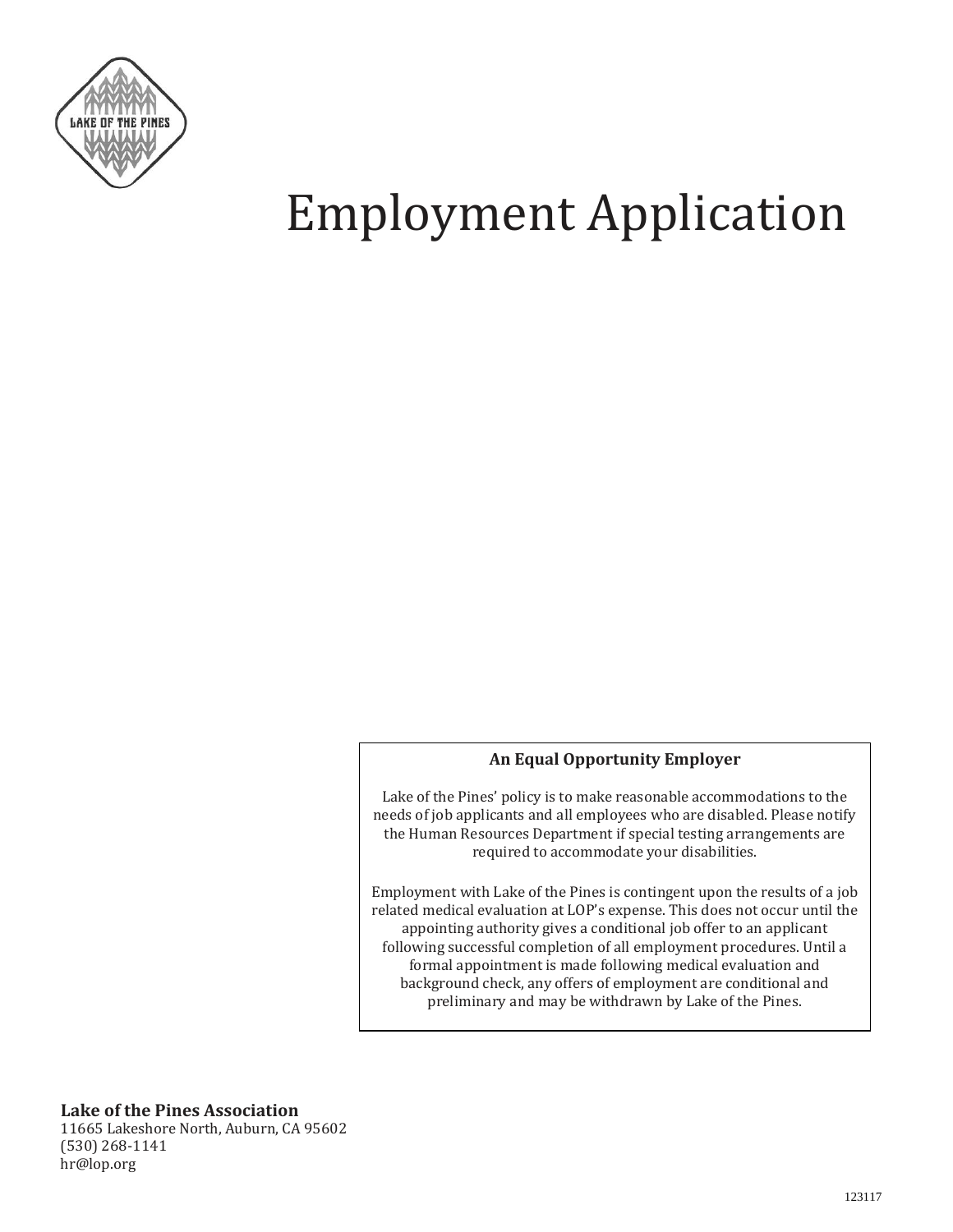# Employment Application

**An Equal Opportunity Employer**

Lake of the Pines' policy is to make reasonable accommodations to the needs of job applicants and all employees who are disabled. Please notify the Human Resources Department if special testing arrangements are required to accommodate your disabilities.

Employment with Lake of the Pines is contingent upon the results of a job related medical evaluation at LOP's expense. This does not occur until the appointing authority gives a conditional job offer to an applicant following successful completion of all employment procedures. Until a formal appointment is made following medical evaluation and background check, any offers of employment are conditional and preliminary and may be withdrawn by Lake of the Pines.

**Lake of the Pines Association**
11665 Lakeshore North, Auburn, CA 95602
(530) 268-1141
hr@lop.org

123117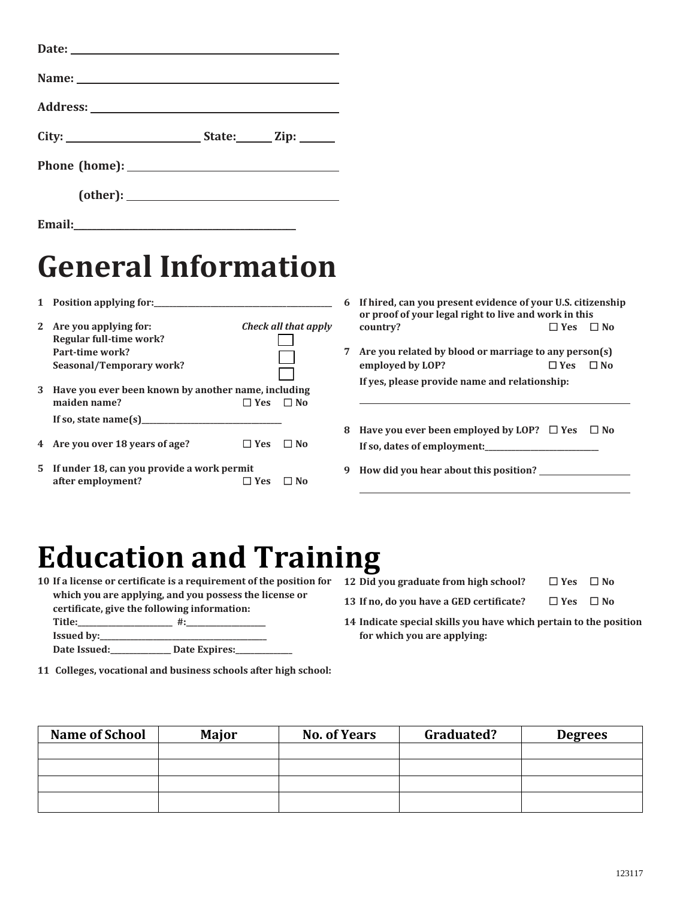**Date:** ______________________________

**Name:** ______________________________

**Address:** ______________________________

**City:** ____________________ **State:** ______ **Zip:** ______

**Phone (home):** ______________________________

**(other):** ______________________________

**Email:** ______________________________

# General Information

1. **Position applying for:** ______________________________

2. **Are you applying for:** *Check all that apply*
   **Regular full-time work?** ☐
   **Part-time work?** ☐
   **Seasonal/Temporary work?** ☐

3. **Have you ever been known by another name, including maiden name?** ☐ Yes ☐ No
   **If so, state name(s)** ______________________________

4. **Are you over 18 years of age?** ☐ Yes ☐ No

5. **If under 18, can you provide a work permit after employment?** ☐ Yes ☐ No

6. **If hired, can you present evidence of your U.S. citizenship or proof of your legal right to live and work in this country?** ☐ Yes ☐ No

7. **Are you related by blood or marriage to any person(s) employed by LOP?** ☐ Yes ☐ No
   **If yes, please provide name and relationship:**
   ______________________________

8. **Have you ever been employed by LOP?** ☐ Yes ☐ No
   **If so, dates of employment:** ______________________________

9. **How did you hear about this position?** ______________________________
   ______________________________

# Education and Training

10. **If a license or certificate is a requirement of the position for which you are applying, and you possess the license or certificate, give the following information:**
    **Title:** ____________ **#:** ____________
    **Issued by:** ______________________________
    **Date Issued:** ____________ **Date Expires:** ____________

11. **Colleges, vocational and business schools after high school:**

12. **Did you graduate from high school?** ☐ Yes ☐ No

13. **If no, do you have a GED certificate?** ☐ Yes ☐ No

14. **Indicate special skills you have which pertain to the position for which you are applying:**

| Name of School | Major | No. of Years | Graduated? | Degrees |
|---|---|---|---|---|
| | | | | |
| | | | | |
| | | | | |
| | | | | |

123117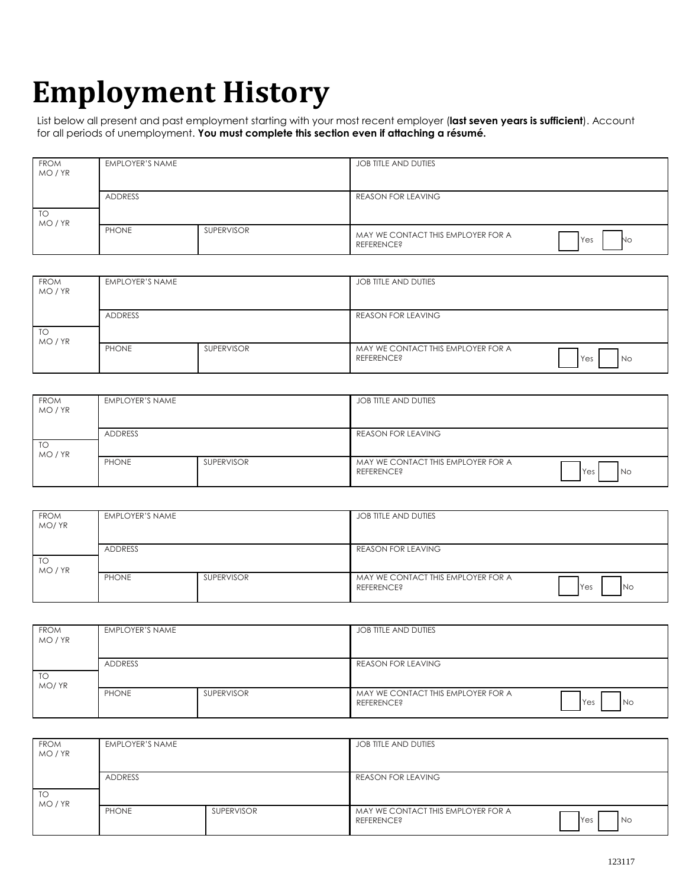# Employment History

List below all present and past employment starting with your most recent employer (**last seven years is sufficient**). Account for all periods of unemployment. **You must complete this section even if attaching a résumé.**

| FROM MO / YR | EMPLOYER'S NAME | | JOB TITLE AND DUTIES |
|---|---|---|---|
| | ADDRESS | | REASON FOR LEAVING |
| TO MO / YR | PHONE | SUPERVISOR | MAY WE CONTACT THIS EMPLOYER FOR A REFERENCE? ☐ Yes ☐ No |

| FROM MO / YR | EMPLOYER'S NAME | | JOB TITLE AND DUTIES |
|---|---|---|---|
| | ADDRESS | | REASON FOR LEAVING |
| TO MO / YR | PHONE | SUPERVISOR | MAY WE CONTACT THIS EMPLOYER FOR A REFERENCE? ☐ Yes ☐ No |

| FROM MO / YR | EMPLOYER'S NAME | | JOB TITLE AND DUTIES |
|---|---|---|---|
| | ADDRESS | | REASON FOR LEAVING |
| TO MO / YR | PHONE | SUPERVISOR | MAY WE CONTACT THIS EMPLOYER FOR A REFERENCE? ☐ Yes ☐ No |

| FROM MO/ YR | EMPLOYER'S NAME | | JOB TITLE AND DUTIES |
|---|---|---|---|
| | ADDRESS | | REASON FOR LEAVING |
| TO MO / YR | PHONE | SUPERVISOR | MAY WE CONTACT THIS EMPLOYER FOR A REFERENCE? ☐ Yes ☐ No |

| FROM MO / YR | EMPLOYER'S NAME | | JOB TITLE AND DUTIES |
|---|---|---|---|
| | ADDRESS | | REASON FOR LEAVING |
| TO MO/ YR | PHONE | SUPERVISOR | MAY WE CONTACT THIS EMPLOYER FOR A REFERENCE? ☐ Yes ☐ No |

| FROM MO / YR | EMPLOYER'S NAME | | JOB TITLE AND DUTIES |
|---|---|---|---|
| | ADDRESS | | REASON FOR LEAVING |
| TO MO / YR | PHONE | SUPERVISOR | MAY WE CONTACT THIS EMPLOYER FOR A REFERENCE? ☐ Yes ☐ No |

123117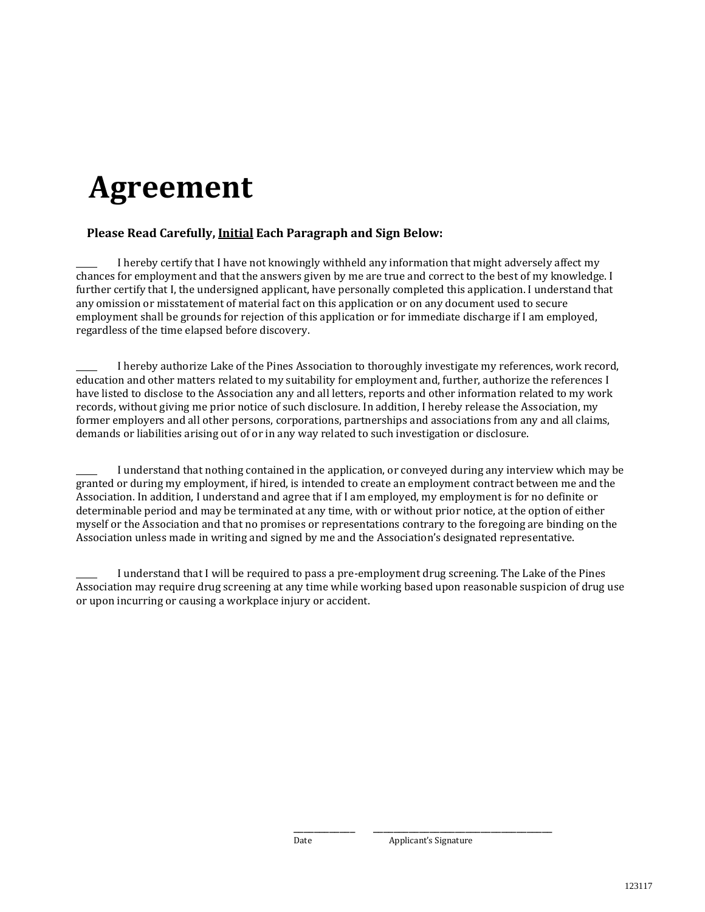# Agreement

**Please Read Carefully, <u>Initial</u> Each Paragraph and Sign Below:**

_____ I hereby certify that I have not knowingly withheld any information that might adversely affect my chances for employment and that the answers given by me are true and correct to the best of my knowledge. I further certify that I, the undersigned applicant, have personally completed this application. I understand that any omission or misstatement of material fact on this application or on any document used to secure employment shall be grounds for rejection of this application or for immediate discharge if I am employed, regardless of the time elapsed before discovery.

_____ I hereby authorize Lake of the Pines Association to thoroughly investigate my references, work record, education and other matters related to my suitability for employment and, further, authorize the references I have listed to disclose to the Association any and all letters, reports and other information related to my work records, without giving me prior notice of such disclosure. In addition, I hereby release the Association, my former employers and all other persons, corporations, partnerships and associations from any and all claims, demands or liabilities arising out of or in any way related to such investigation or disclosure.

_____ I understand that nothing contained in the application, or conveyed during any interview which may be granted or during my employment, if hired, is intended to create an employment contract between me and the Association. In addition, I understand and agree that if I am employed, my employment is for no definite or determinable period and may be terminated at any time, with or without prior notice, at the option of either myself or the Association and that no promises or representations contrary to the foregoing are binding on the Association unless made in writing and signed by me and the Association's designated representative.

_____ I understand that I will be required to pass a pre-employment drug screening. The Lake of the Pines Association may require drug screening at any time while working based upon reasonable suspicion of drug use or upon incurring or causing a workplace injury or accident.

_______________ ________________________________________

Date Applicant's Signature

123117